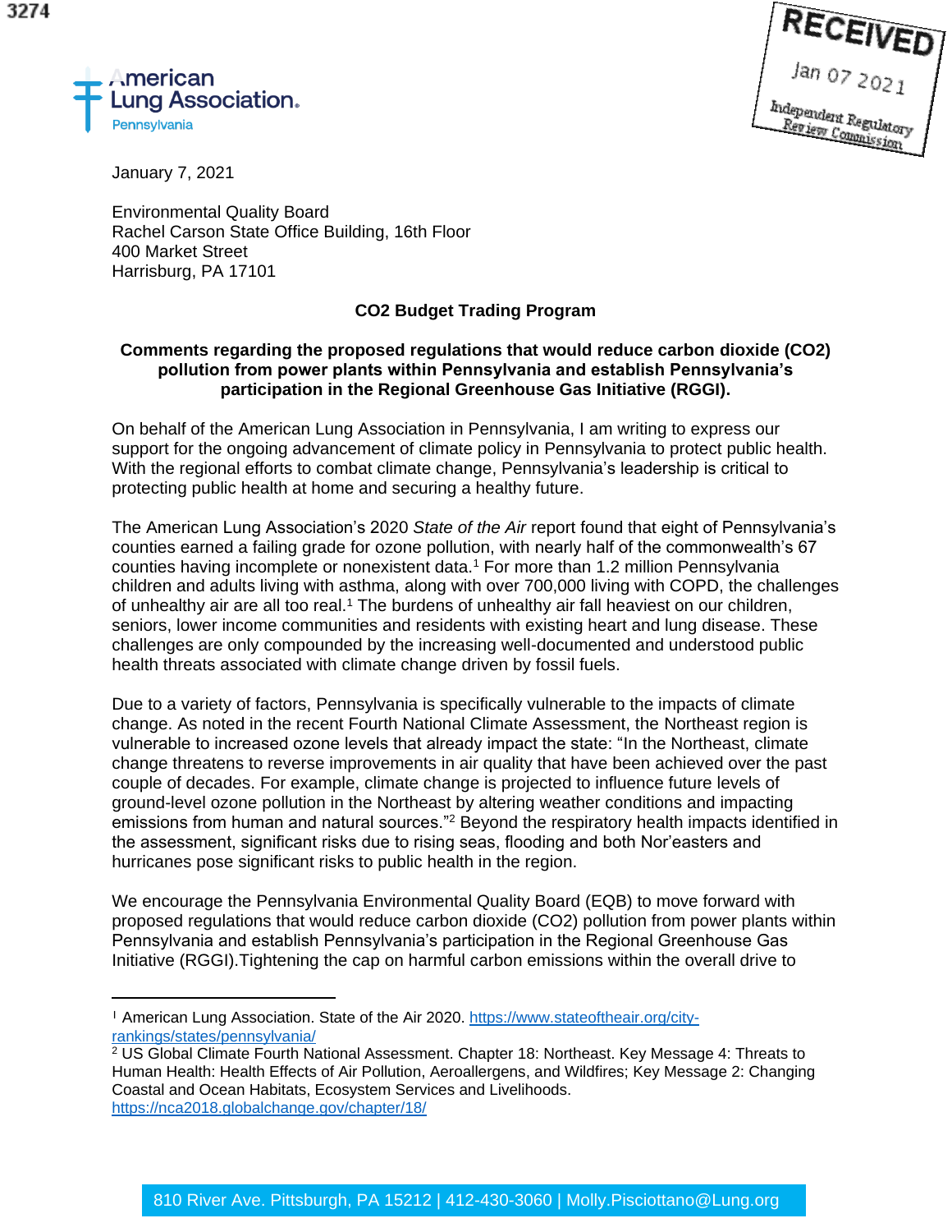3274

American Lung Association. Pennsylvania

RECEIVED
Jan 07 2021
Independent Regulatory Review Commission

January 7, 2021

Environmental Quality Board
Rachel Carson State Office Building, 16th Floor
400 Market Street
Harrisburg, PA 17101

**CO2 Budget Trading Program**

**Comments regarding the proposed regulations that would reduce carbon dioxide (CO2) pollution from power plants within Pennsylvania and establish Pennsylvania's participation in the Regional Greenhouse Gas Initiative (RGGI).**

On behalf of the American Lung Association in Pennsylvania, I am writing to express our support for the ongoing advancement of climate policy in Pennsylvania to protect public health. With the regional efforts to combat climate change, Pennsylvania's leadership is critical to protecting public health at home and securing a healthy future.

The American Lung Association's 2020 *State of the Air* report found that eight of Pennsylvania's counties earned a failing grade for ozone pollution, with nearly half of the commonwealth's 67 counties having incomplete or nonexistent data.[1] For more than 1.2 million Pennsylvania children and adults living with asthma, along with over 700,000 living with COPD, the challenges of unhealthy air are all too real.[1] The burdens of unhealthy air fall heaviest on our children, seniors, lower income communities and residents with existing heart and lung disease. These challenges are only compounded by the increasing well-documented and understood public health threats associated with climate change driven by fossil fuels.

Due to a variety of factors, Pennsylvania is specifically vulnerable to the impacts of climate change. As noted in the recent Fourth National Climate Assessment, the Northeast region is vulnerable to increased ozone levels that already impact the state: "In the Northeast, climate change threatens to reverse improvements in air quality that have been achieved over the past couple of decades. For example, climate change is projected to influence future levels of ground-level ozone pollution in the Northeast by altering weather conditions and impacting emissions from human and natural sources."[2] Beyond the respiratory health impacts identified in the assessment, significant risks due to rising seas, flooding and both Nor'easters and hurricanes pose significant risks to public health in the region.

We encourage the Pennsylvania Environmental Quality Board (EQB) to move forward with proposed regulations that would reduce carbon dioxide (CO2) pollution from power plants within Pennsylvania and establish Pennsylvania's participation in the Regional Greenhouse Gas Initiative (RGGI).Tightening the cap on harmful carbon emissions within the overall drive to

---

[1] American Lung Association. State of the Air 2020. https://www.stateoftheair.org/city-rankings/states/pennsylvania/

[2] US Global Climate Fourth National Assessment. Chapter 18: Northeast. Key Message 4: Threats to Human Health: Health Effects of Air Pollution, Aeroallergens, and Wildfires; Key Message 2: Changing Coastal and Ocean Habitats, Ecosystem Services and Livelihoods. https://nca2018.globalchange.gov/chapter/18/

810 River Ave. Pittsburgh, PA 15212 | 412-430-3060 | Molly.Pisciottano@Lung.org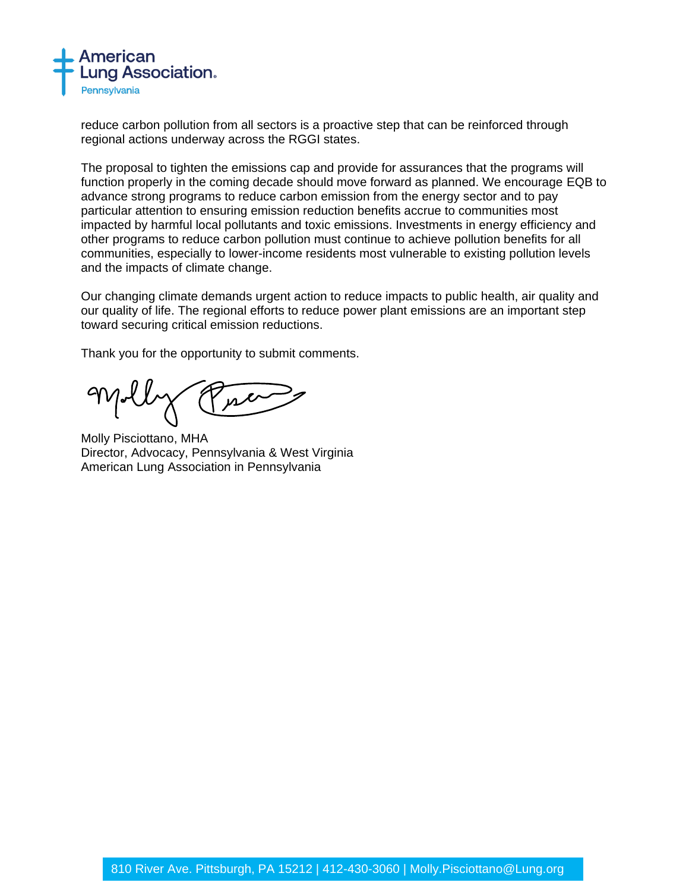reduce carbon pollution from all sectors is a proactive step that can be reinforced through regional actions underway across the RGGI states.

The proposal to tighten the emissions cap and provide for assurances that the programs will function properly in the coming decade should move forward as planned. We encourage EQB to advance strong programs to reduce carbon emission from the energy sector and to pay particular attention to ensuring emission reduction benefits accrue to communities most impacted by harmful local pollutants and toxic emissions. Investments in energy efficiency and other programs to reduce carbon pollution must continue to achieve pollution benefits for all communities, especially to lower-income residents most vulnerable to existing pollution levels and the impacts of climate change.

Our changing climate demands urgent action to reduce impacts to public health, air quality and our quality of life. The regional efforts to reduce power plant emissions are an important step toward securing critical emission reductions.

Thank you for the opportunity to submit comments.

Molly Pisciottano, MHA
Director, Advocacy, Pennsylvania & West Virginia
American Lung Association in Pennsylvania

810 River Ave. Pittsburgh, PA 15212 | 412-430-3060 | Molly.Pisciottano@Lung.org